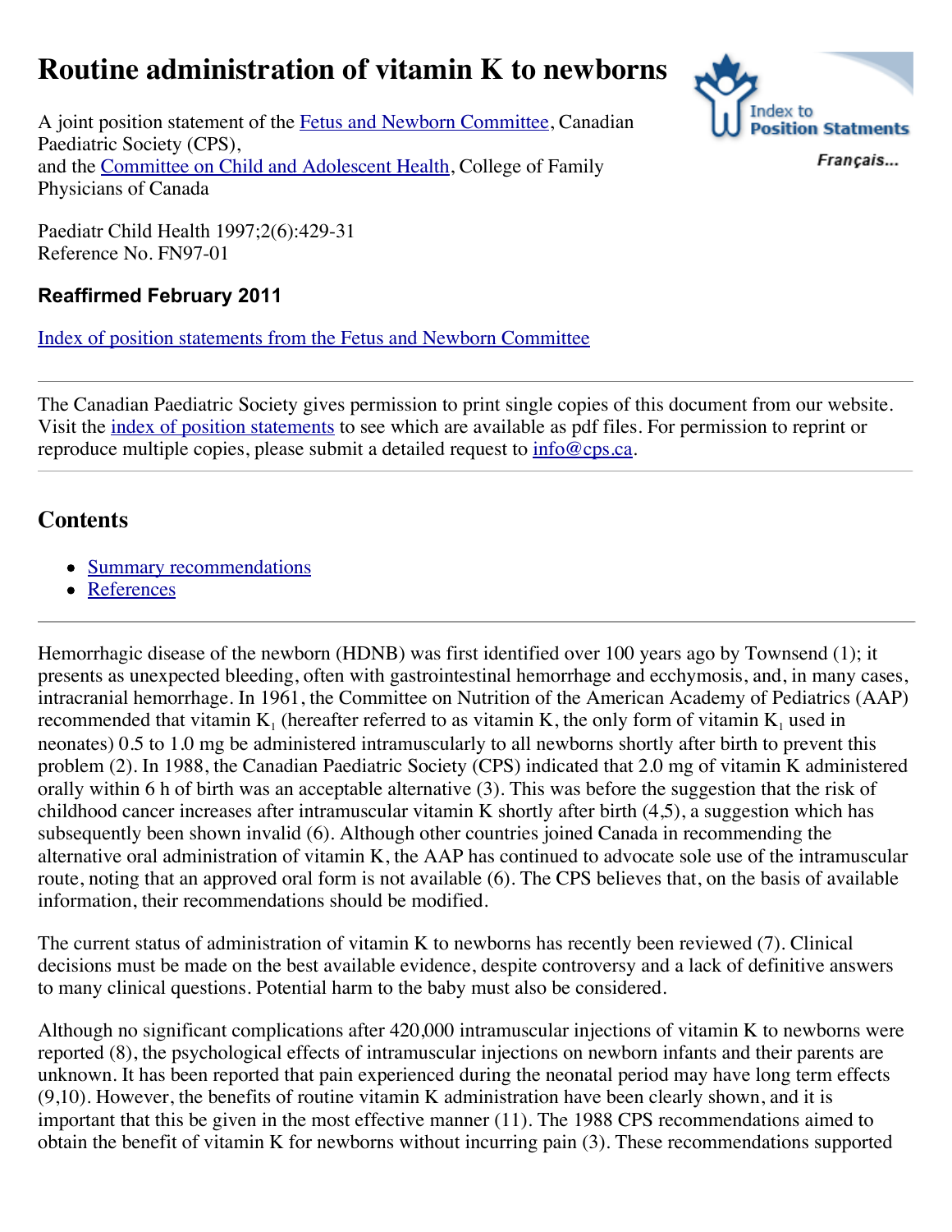# Routine administration of vitamin K to newborns

A joint position statement of the Fetus and Newborn Committee, Canadian Paediatric Society (CPS), and the Committee on Child and Adolescent Health, College of Family Physicians of Canada

Paediatr Child Health 1997;2(6):429-31
Reference No. FN97-01

**Reaffirmed February 2011**

Index of position statements from the Fetus and Newborn Committee

Index to Position Statments

Français...

---

The Canadian Paediatric Society gives permission to print single copies of this document from our website. Visit the index of position statements to see which are available as pdf files. For permission to reprint or reproduce multiple copies, please submit a detailed request to info@cps.ca.

---

## Contents

- Summary recommendations
- References

---

Hemorrhagic disease of the newborn (HDNB) was first identified over 100 years ago by Townsend (1); it presents as unexpected bleeding, often with gastrointestinal hemorrhage and ecchymosis, and, in many cases, intracranial hemorrhage. In 1961, the Committee on Nutrition of the American Academy of Pediatrics (AAP) recommended that vitamin $K_1$ (hereafter referred to as vitamin K, the only form of vitamin $K_1$ used in neonates) 0.5 to 1.0 mg be administered intramuscularly to all newborns shortly after birth to prevent this problem (2). In 1988, the Canadian Paediatric Society (CPS) indicated that 2.0 mg of vitamin K administered orally within 6 h of birth was an acceptable alternative (3). This was before the suggestion that the risk of childhood cancer increases after intramuscular vitamin K shortly after birth (4,5), a suggestion which has subsequently been shown invalid (6). Although other countries joined Canada in recommending the alternative oral administration of vitamin K, the AAP has continued to advocate sole use of the intramuscular route, noting that an approved oral form is not available (6). The CPS believes that, on the basis of available information, their recommendations should be modified.

The current status of administration of vitamin K to newborns has recently been reviewed (7). Clinical decisions must be made on the best available evidence, despite controversy and a lack of definitive answers to many clinical questions. Potential harm to the baby must also be considered.

Although no significant complications after 420,000 intramuscular injections of vitamin K to newborns were reported (8), the psychological effects of intramuscular injections on newborn infants and their parents are unknown. It has been reported that pain experienced during the neonatal period may have long term effects (9,10). However, the benefits of routine vitamin K administration have been clearly shown, and it is important that this be given in the most effective manner (11). The 1988 CPS recommendations aimed to obtain the benefit of vitamin K for newborns without incurring pain (3). These recommendations supported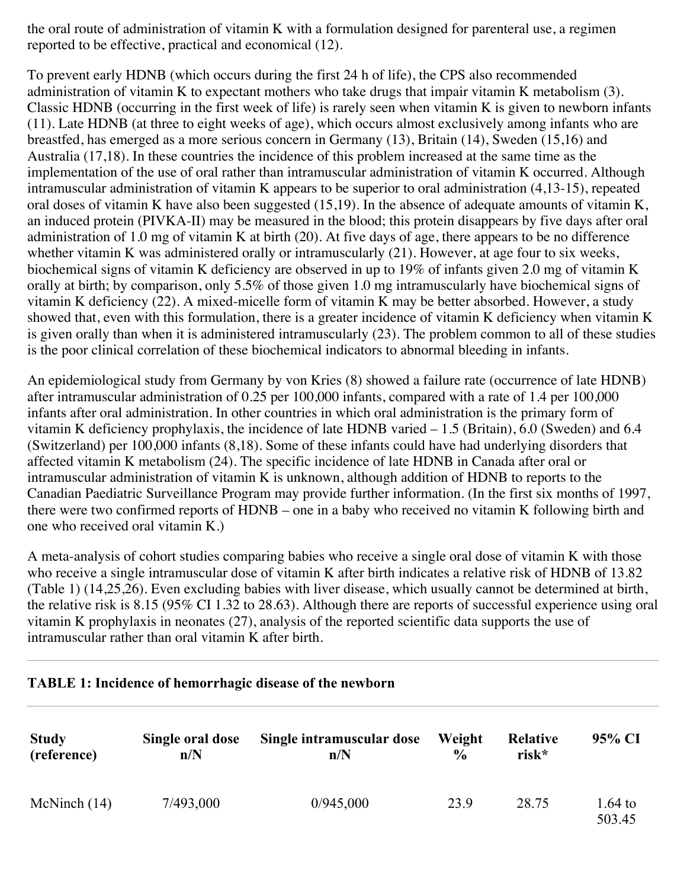the oral route of administration of vitamin K with a formulation designed for parenteral use, a regimen reported to be effective, practical and economical (12).

To prevent early HDNB (which occurs during the first 24 h of life), the CPS also recommended administration of vitamin K to expectant mothers who take drugs that impair vitamin K metabolism (3). Classic HDNB (occurring in the first week of life) is rarely seen when vitamin K is given to newborn infants (11). Late HDNB (at three to eight weeks of age), which occurs almost exclusively among infants who are breastfed, has emerged as a more serious concern in Germany (13), Britain (14), Sweden (15,16) and Australia (17,18). In these countries the incidence of this problem increased at the same time as the implementation of the use of oral rather than intramuscular administration of vitamin K occurred. Although intramuscular administration of vitamin K appears to be superior to oral administration (4,13-15), repeated oral doses of vitamin K have also been suggested (15,19). In the absence of adequate amounts of vitamin K, an induced protein (PIVKA-II) may be measured in the blood; this protein disappears by five days after oral administration of 1.0 mg of vitamin K at birth (20). At five days of age, there appears to be no difference whether vitamin K was administered orally or intramuscularly (21). However, at age four to six weeks, biochemical signs of vitamin K deficiency are observed in up to 19% of infants given 2.0 mg of vitamin K orally at birth; by comparison, only 5.5% of those given 1.0 mg intramuscularly have biochemical signs of vitamin K deficiency (22). A mixed-micelle form of vitamin K may be better absorbed. However, a study showed that, even with this formulation, there is a greater incidence of vitamin K deficiency when vitamin K is given orally than when it is administered intramuscularly (23). The problem common to all of these studies is the poor clinical correlation of these biochemical indicators to abnormal bleeding in infants.

An epidemiological study from Germany by von Kries (8) showed a failure rate (occurrence of late HDNB) after intramuscular administration of 0.25 per 100,000 infants, compared with a rate of 1.4 per 100,000 infants after oral administration. In other countries in which oral administration is the primary form of vitamin K deficiency prophylaxis, the incidence of late HDNB varied – 1.5 (Britain), 6.0 (Sweden) and 6.4 (Switzerland) per 100,000 infants (8,18). Some of these infants could have had underlying disorders that affected vitamin K metabolism (24). The specific incidence of late HDNB in Canada after oral or intramuscular administration of vitamin K is unknown, although addition of HDNB to reports to the Canadian Paediatric Surveillance Program may provide further information. (In the first six months of 1997, there were two confirmed reports of HDNB – one in a baby who received no vitamin K following birth and one who received oral vitamin K.)

A meta-analysis of cohort studies comparing babies who receive a single oral dose of vitamin K with those who receive a single intramuscular dose of vitamin K after birth indicates a relative risk of HDNB of 13.82 (Table 1) (14,25,26). Even excluding babies with liver disease, which usually cannot be determined at birth, the relative risk is 8.15 (95% CI 1.32 to 28.63). Although there are reports of successful experience using oral vitamin K prophylaxis in neonates (27), analysis of the reported scientific data supports the use of intramuscular rather than oral vitamin K after birth.

**TABLE 1: Incidence of hemorrhagic disease of the newborn**

| Study (reference) | Single oral dose n/N | Single intramuscular dose n/N | Weight % | Relative risk* | 95% CI |
|---|---|---|---|---|---|
| McNinch (14) | 7/493,000 | 0/945,000 | 23.9 | 28.75 | 1.64 to 503.45 |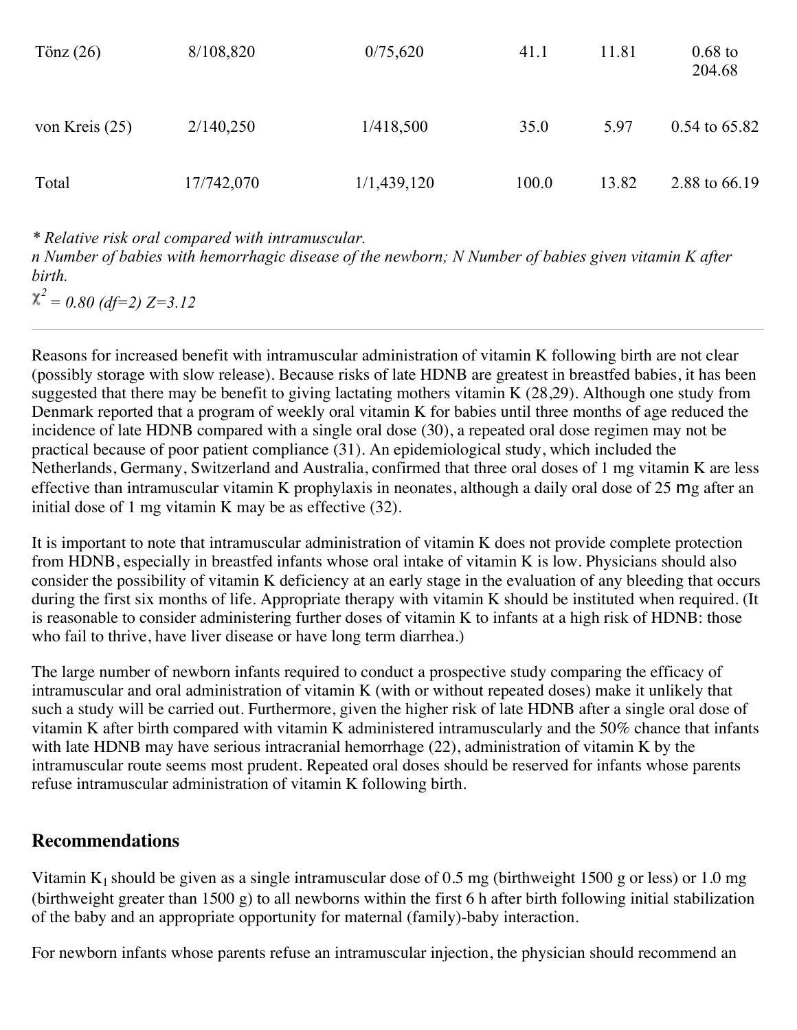| | | | | | |
|---|---|---|---|---|---|
| Tönz (26) | 8/108,820 | 0/75,620 | 41.1 | 11.81 | 0.68 to 204.68 |
| von Kreis (25) | 2/140,250 | 1/418,500 | 35.0 | 5.97 | 0.54 to 65.82 |
| Total | 17/742,070 | 1/1,439,120 | 100.0 | 13.82 | 2.88 to 66.19 |

*\* Relative risk oral compared with intramuscular.*
*n Number of babies with hemorrhagic disease of the newborn; N Number of babies given vitamin K after birth.*
$\chi^2 = 0.80$ *(df=2) Z=3.12*

---

Reasons for increased benefit with intramuscular administration of vitamin K following birth are not clear (possibly storage with slow release). Because risks of late HDNB are greatest in breastfed babies, it has been suggested that there may be benefit to giving lactating mothers vitamin K (28,29). Although one study from Denmark reported that a program of weekly oral vitamin K for babies until three months of age reduced the incidence of late HDNB compared with a single oral dose (30), a repeated oral dose regimen may not be practical because of poor patient compliance (31). An epidemiological study, which included the Netherlands, Germany, Switzerland and Australia, confirmed that three oral doses of 1 mg vitamin K are less effective than intramuscular vitamin K prophylaxis in neonates, although a daily oral dose of 25 mg after an initial dose of 1 mg vitamin K may be as effective (32).

It is important to note that intramuscular administration of vitamin K does not provide complete protection from HDNB, especially in breastfed infants whose oral intake of vitamin K is low. Physicians should also consider the possibility of vitamin K deficiency at an early stage in the evaluation of any bleeding that occurs during the first six months of life. Appropriate therapy with vitamin K should be instituted when required. (It is reasonable to consider administering further doses of vitamin K to infants at a high risk of HDNB: those who fail to thrive, have liver disease or have long term diarrhea.)

The large number of newborn infants required to conduct a prospective study comparing the efficacy of intramuscular and oral administration of vitamin K (with or without repeated doses) make it unlikely that such a study will be carried out. Furthermore, given the higher risk of late HDNB after a single oral dose of vitamin K after birth compared with vitamin K administered intramuscularly and the 50% chance that infants with late HDNB may have serious intracranial hemorrhage (22), administration of vitamin K by the intramuscular route seems most prudent. Repeated oral doses should be reserved for infants whose parents refuse intramuscular administration of vitamin K following birth.

## Recommendations

Vitamin $K_1$ should be given as a single intramuscular dose of 0.5 mg (birthweight 1500 g or less) or 1.0 mg (birthweight greater than 1500 g) to all newborns within the first 6 h after birth following initial stabilization of the baby and an appropriate opportunity for maternal (family)-baby interaction.

For newborn infants whose parents refuse an intramuscular injection, the physician should recommend an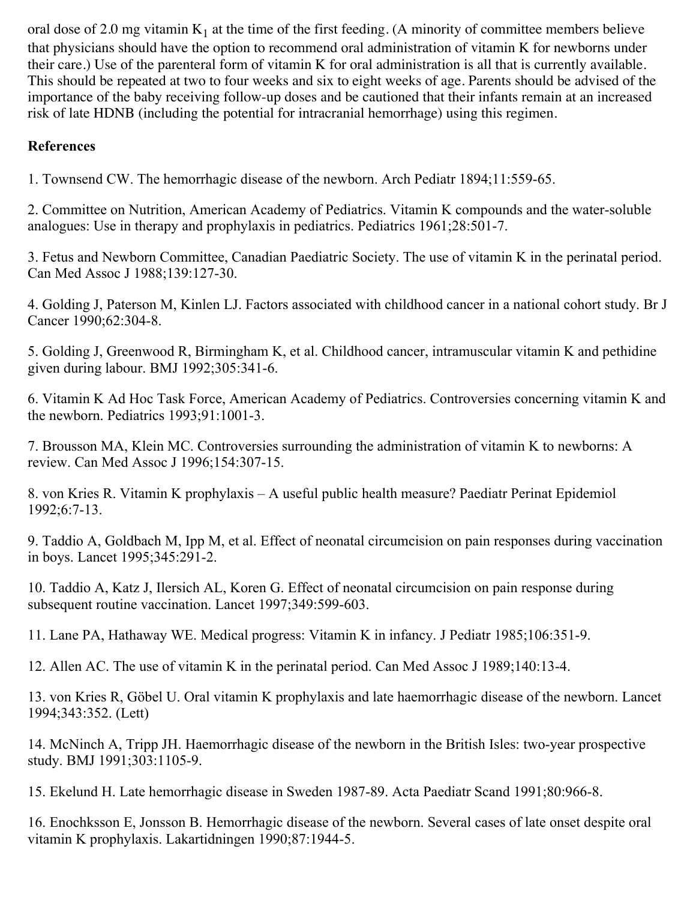oral dose of 2.0 mg vitamin $K_1$ at the time of the first feeding. (A minority of committee members believe that physicians should have the option to recommend oral administration of vitamin K for newborns under their care.) Use of the parenteral form of vitamin K for oral administration is all that is currently available. This should be repeated at two to four weeks and six to eight weeks of age. Parents should be advised of the importance of the baby receiving follow-up doses and be cautioned that their infants remain at an increased risk of late HDNB (including the potential for intracranial hemorrhage) using this regimen.

**References**

1. Townsend CW. The hemorrhagic disease of the newborn. Arch Pediatr 1894;11:559-65.

2. Committee on Nutrition, American Academy of Pediatrics. Vitamin K compounds and the water-soluble analogues: Use in therapy and prophylaxis in pediatrics. Pediatrics 1961;28:501-7.

3. Fetus and Newborn Committee, Canadian Paediatric Society. The use of vitamin K in the perinatal period. Can Med Assoc J 1988;139:127-30.

4. Golding J, Paterson M, Kinlen LJ. Factors associated with childhood cancer in a national cohort study. Br J Cancer 1990;62:304-8.

5. Golding J, Greenwood R, Birmingham K, et al. Childhood cancer, intramuscular vitamin K and pethidine given during labour. BMJ 1992;305:341-6.

6. Vitamin K Ad Hoc Task Force, American Academy of Pediatrics. Controversies concerning vitamin K and the newborn. Pediatrics 1993;91:1001-3.

7. Brousson MA, Klein MC. Controversies surrounding the administration of vitamin K to newborns: A review. Can Med Assoc J 1996;154:307-15.

8. von Kries R. Vitamin K prophylaxis – A useful public health measure? Paediatr Perinat Epidemiol 1992;6:7-13.

9. Taddio A, Goldbach M, Ipp M, et al. Effect of neonatal circumcision on pain responses during vaccination in boys. Lancet 1995;345:291-2.

10. Taddio A, Katz J, Ilersich AL, Koren G. Effect of neonatal circumcision on pain response during subsequent routine vaccination. Lancet 1997;349:599-603.

11. Lane PA, Hathaway WE. Medical progress: Vitamin K in infancy. J Pediatr 1985;106:351-9.

12. Allen AC. The use of vitamin K in the perinatal period. Can Med Assoc J 1989;140:13-4.

13. von Kries R, Göbel U. Oral vitamin K prophylaxis and late haemorrhagic disease of the newborn. Lancet 1994;343:352. (Lett)

14. McNinch A, Tripp JH. Haemorrhagic disease of the newborn in the British Isles: two-year prospective study. BMJ 1991;303:1105-9.

15. Ekelund H. Late hemorrhagic disease in Sweden 1987-89. Acta Paediatr Scand 1991;80:966-8.

16. Enochksson E, Jonsson B. Hemorrhagic disease of the newborn. Several cases of late onset despite oral vitamin K prophylaxis. Lakartidningen 1990;87:1944-5.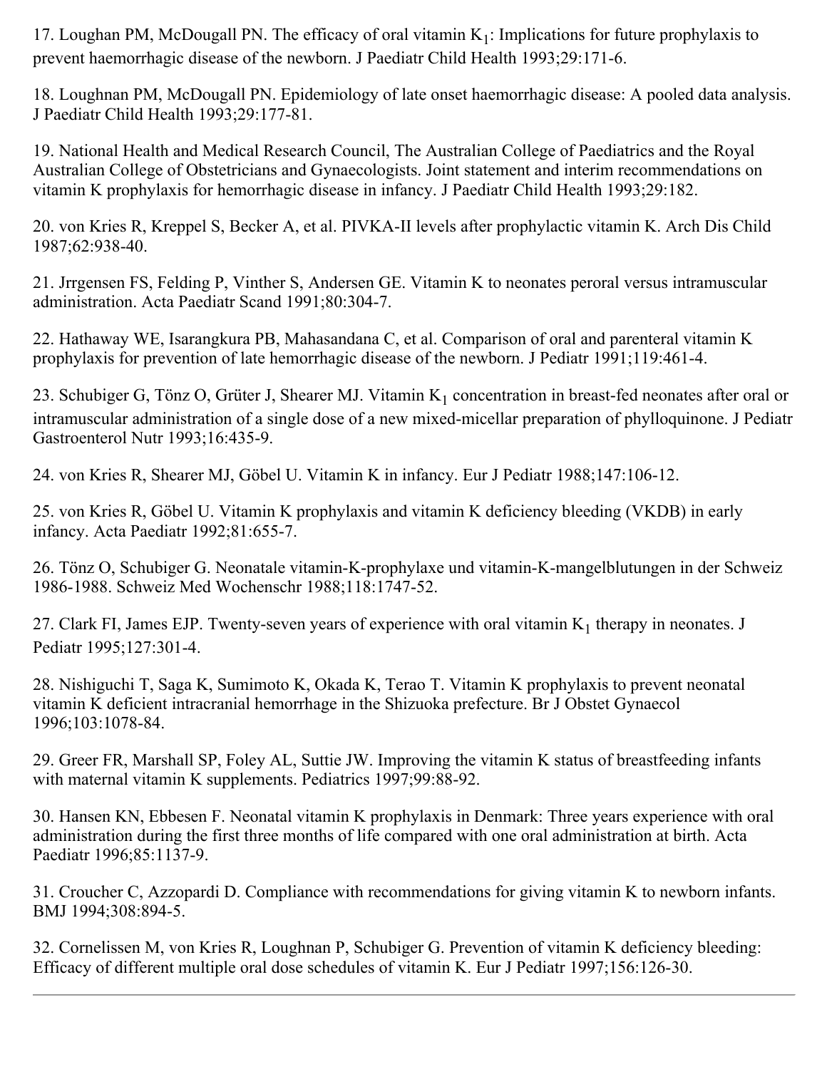17. Loughan PM, McDougall PN. The efficacy of oral vitamin $K_1$: Implications for future prophylaxis to prevent haemorrhagic disease of the newborn. J Paediatr Child Health 1993;29:171-6.

18. Loughnan PM, McDougall PN. Epidemiology of late onset haemorrhagic disease: A pooled data analysis. J Paediatr Child Health 1993;29:177-81.

19. National Health and Medical Research Council, The Australian College of Paediatrics and the Royal Australian College of Obstetricians and Gynaecologists. Joint statement and interim recommendations on vitamin K prophylaxis for hemorrhagic disease in infancy. J Paediatr Child Health 1993;29:182.

20. von Kries R, Kreppel S, Becker A, et al. PIVKA-II levels after prophylactic vitamin K. Arch Dis Child 1987;62:938-40.

21. Jrrgensen FS, Felding P, Vinther S, Andersen GE. Vitamin K to neonates peroral versus intramuscular administration. Acta Paediatr Scand 1991;80:304-7.

22. Hathaway WE, Isarangkura PB, Mahasandana C, et al. Comparison of oral and parenteral vitamin K prophylaxis for prevention of late hemorrhagic disease of the newborn. J Pediatr 1991;119:461-4.

23. Schubiger G, Tönz O, Grüter J, Shearer MJ. Vitamin $K_1$ concentration in breast-fed neonates after oral or intramuscular administration of a single dose of a new mixed-micellar preparation of phylloquinone. J Pediatr Gastroenterol Nutr 1993;16:435-9.

24. von Kries R, Shearer MJ, Göbel U. Vitamin K in infancy. Eur J Pediatr 1988;147:106-12.

25. von Kries R, Göbel U. Vitamin K prophylaxis and vitamin K deficiency bleeding (VKDB) in early infancy. Acta Paediatr 1992;81:655-7.

26. Tönz O, Schubiger G. Neonatale vitamin-K-prophylaxe und vitamin-K-mangelblutungen in der Schweiz 1986-1988. Schweiz Med Wochenschr 1988;118:1747-52.

27. Clark FI, James EJP. Twenty-seven years of experience with oral vitamin $K_1$ therapy in neonates. J Pediatr 1995;127:301-4.

28. Nishiguchi T, Saga K, Sumimoto K, Okada K, Terao T. Vitamin K prophylaxis to prevent neonatal vitamin K deficient intracranial hemorrhage in the Shizuoka prefecture. Br J Obstet Gynaecol 1996;103:1078-84.

29. Greer FR, Marshall SP, Foley AL, Suttie JW. Improving the vitamin K status of breastfeeding infants with maternal vitamin K supplements. Pediatrics 1997;99:88-92.

30. Hansen KN, Ebbesen F. Neonatal vitamin K prophylaxis in Denmark: Three years experience with oral administration during the first three months of life compared with one oral administration at birth. Acta Paediatr 1996;85:1137-9.

31. Croucher C, Azzopardi D. Compliance with recommendations for giving vitamin K to newborn infants. BMJ 1994;308:894-5.

32. Cornelissen M, von Kries R, Loughnan P, Schubiger G. Prevention of vitamin K deficiency bleeding: Efficacy of different multiple oral dose schedules of vitamin K. Eur J Pediatr 1997;156:126-30.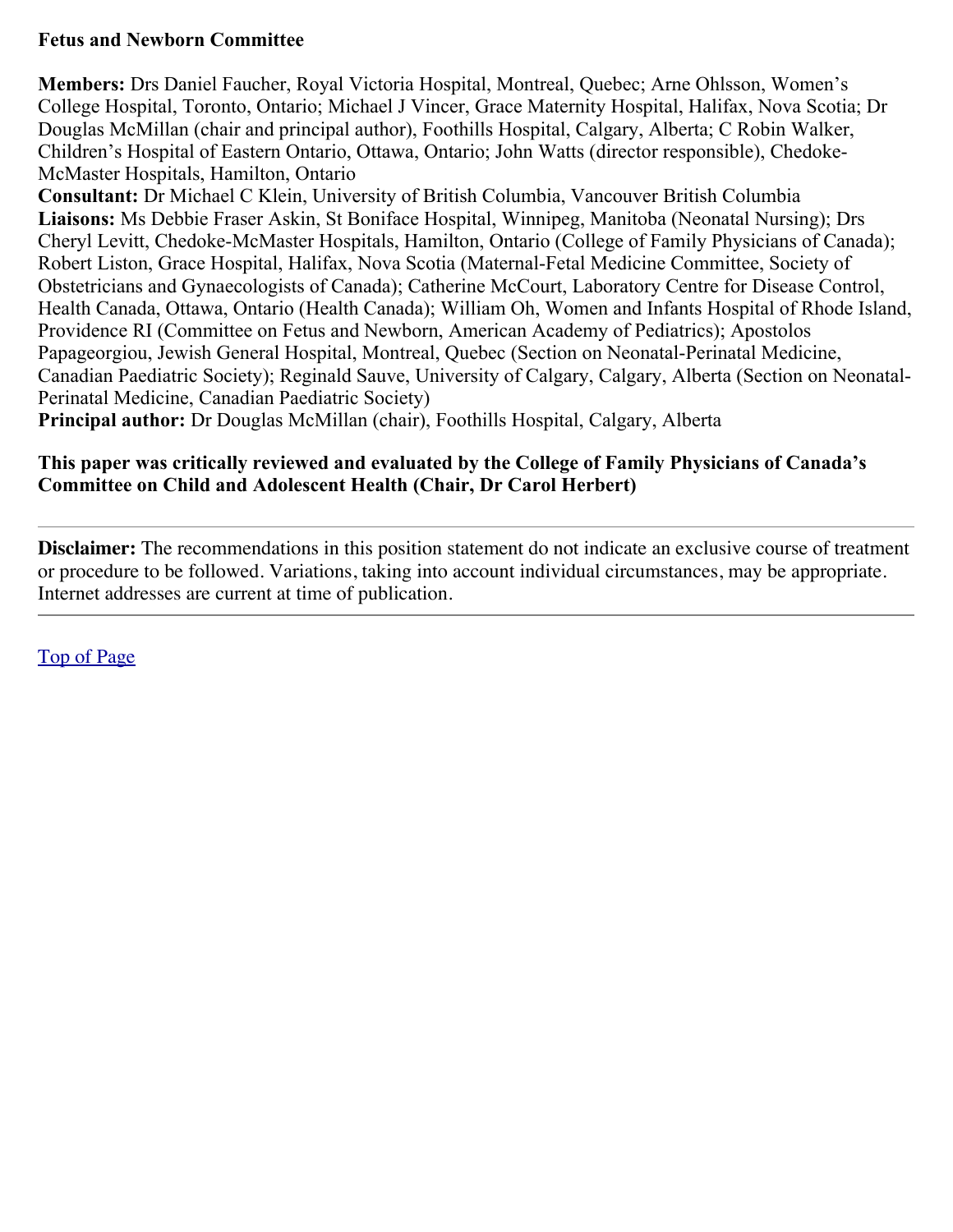**Fetus and Newborn Committee**

**Members:** Drs Daniel Faucher, Royal Victoria Hospital, Montreal, Quebec; Arne Ohlsson, Women's College Hospital, Toronto, Ontario; Michael J Vincer, Grace Maternity Hospital, Halifax, Nova Scotia; Dr Douglas McMillan (chair and principal author), Foothills Hospital, Calgary, Alberta; C Robin Walker, Children's Hospital of Eastern Ontario, Ottawa, Ontario; John Watts (director responsible), Chedoke-McMaster Hospitals, Hamilton, Ontario
**Consultant:** Dr Michael C Klein, University of British Columbia, Vancouver British Columbia
**Liaisons:** Ms Debbie Fraser Askin, St Boniface Hospital, Winnipeg, Manitoba (Neonatal Nursing); Drs Cheryl Levitt, Chedoke-McMaster Hospitals, Hamilton, Ontario (College of Family Physicians of Canada); Robert Liston, Grace Hospital, Halifax, Nova Scotia (Maternal-Fetal Medicine Committee, Society of Obstetricians and Gynaecologists of Canada); Catherine McCourt, Laboratory Centre for Disease Control, Health Canada, Ottawa, Ontario (Health Canada); William Oh, Women and Infants Hospital of Rhode Island, Providence RI (Committee on Fetus and Newborn, American Academy of Pediatrics); Apostolos Papageorgiou, Jewish General Hospital, Montreal, Quebec (Section on Neonatal-Perinatal Medicine, Canadian Paediatric Society); Reginald Sauve, University of Calgary, Calgary, Alberta (Section on Neonatal-Perinatal Medicine, Canadian Paediatric Society)
**Principal author:** Dr Douglas McMillan (chair), Foothills Hospital, Calgary, Alberta

**This paper was critically reviewed and evaluated by the College of Family Physicians of Canada's Committee on Child and Adolescent Health (Chair, Dr Carol Herbert)**

---

**Disclaimer:** The recommendations in this position statement do not indicate an exclusive course of treatment or procedure to be followed. Variations, taking into account individual circumstances, may be appropriate. Internet addresses are current at time of publication.

---

Top of Page